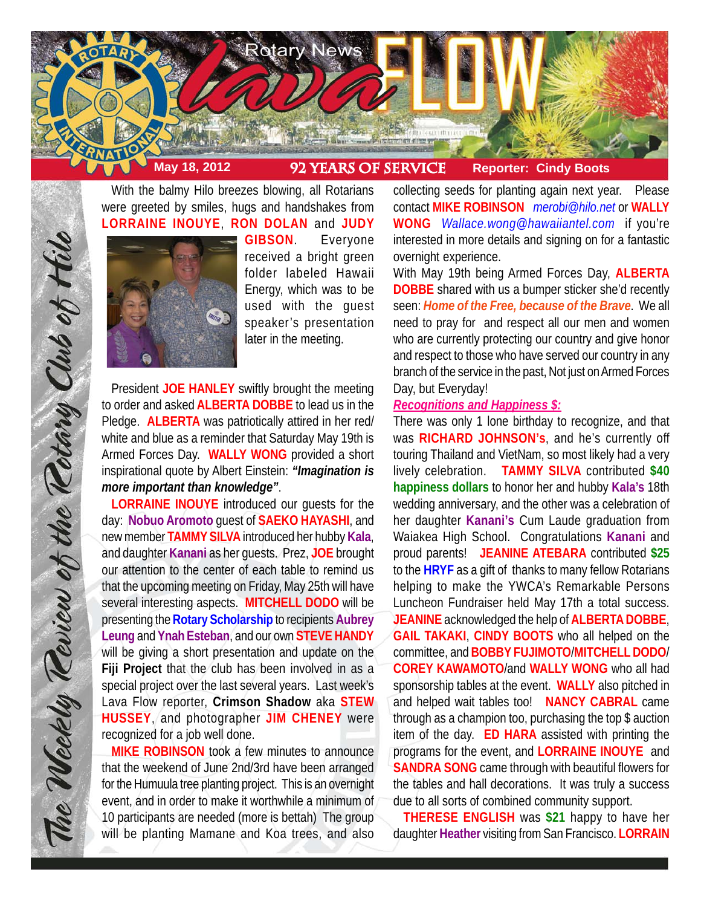# Rotary News Lava FLOW

**May 18, 2012** | **92 YEARS OF SERVICE** | **Reporter: Cindy Boots**

*The Weekly Review of the Rotary Club of Hilo*

With the balmy Hilo breezes blowing, all Rotarians were greeted by smiles, hugs and handshakes from **LORRAINE INOUYE**, **RON DOLAN** and **JUDY GIBSON**. Everyone received a bright green folder labeled Hawaii Energy, which was to be used with the guest speaker's presentation later in the meeting.

President **JOE HANLEY** swiftly brought the meeting to order and asked **ALBERTA DOBBE** to lead us in the Pledge. **ALBERTA** was patriotically attired in her red/white and blue as a reminder that Saturday May 19th is Armed Forces Day. **WALLY WONG** provided a short inspirational quote by Albert Einstein: ***"Imagination is more important than knowledge"***.

**LORRAINE INOUYE** introduced our guests for the day: **Nobuo Aromoto** guest of **SAEKO HAYASHI**, and new member **TAMMY SILVA** introduced her hubby **Kala**, and daughter **Kanani** as her guests. Prez, **JOE** brought our attention to the center of each table to remind us that the upcoming meeting on Friday, May 25th will have several interesting aspects. **MITCHELL DODO** will be presenting the **Rotary Scholarship** to recipients **Aubrey Leung** and **Ynah Esteban**, and our own **STEVE HANDY** will be giving a short presentation and update on the **Fiji Project** that the club has been involved in as a special project over the last several years. Last week's Lava Flow reporter, **Crimson Shadow** aka **STEW HUSSEY**, and photographer **JIM CHENEY** were recognized for a job well done.

**MIKE ROBINSON** took a few minutes to announce that the weekend of June 2nd/3rd have been arranged for the Humuula tree planting project. This is an overnight event, and in order to make it worthwhile a minimum of 10 participants are needed (more is bettah) The group will be planting Mamane and Koa trees, and also collecting seeds for planting again next year. Please contact **MIKE ROBINSON** *merobi@hilo.net* or **WALLY WONG** *Wallace.wong@hawaiiantel.com* if you're interested in more details and signing on for a fantastic overnight experience.

With May 19th being Armed Forces Day, **ALBERTA DOBBE** shared with us a bumper sticker she'd recently seen: ***Home of the Free, because of the Brave***. We all need to pray for and respect all our men and women who are currently protecting our country and give honor and respect to those who have served our country in any branch of the service in the past, Not just on Armed Forces Day, but Everyday!

***Recognitions and Happiness $:***

There was only 1 lone birthday to recognize, and that was **RICHARD JOHNSON's**, and he's currently off touring Thailand and VietNam, so most likely had a very lively celebration. **TAMMY SILVA** contributed **$40 happiness dollars** to honor her and hubby **Kala's** 18th wedding anniversary, and the other was a celebration of her daughter **Kanani's** Cum Laude graduation from Waiakea High School. Congratulations **Kanani** and proud parents! **JEANINE ATEBARA** contributed **$25** to the **HRYF** as a gift of thanks to many fellow Rotarians helping to make the YWCA's Remarkable Persons Luncheon Fundraiser held May 17th a total success. **JEANINE** acknowledged the help of **ALBERTA DOBBE**, **GAIL TAKAKI**, **CINDY BOOTS** who all helped on the committee, and **BOBBY FUJIMOTO**/**MITCHELL DODO**/**COREY KAWAMOTO**/and **WALLY WONG** who all had sponsorship tables at the event. **WALLY** also pitched in and helped wait tables too! **NANCY CABRAL** came through as a champion too, purchasing the top $ auction item of the day. **ED HARA** assisted with printing the programs for the event, and **LORRAINE INOUYE** and **SANDRA SONG** came through with beautiful flowers for the tables and hall decorations. It was truly a success due to all sorts of combined community support.

**THERESE ENGLISH** was **$21** happy to have her daughter **Heather** visiting from San Francisco. **LORRAIN**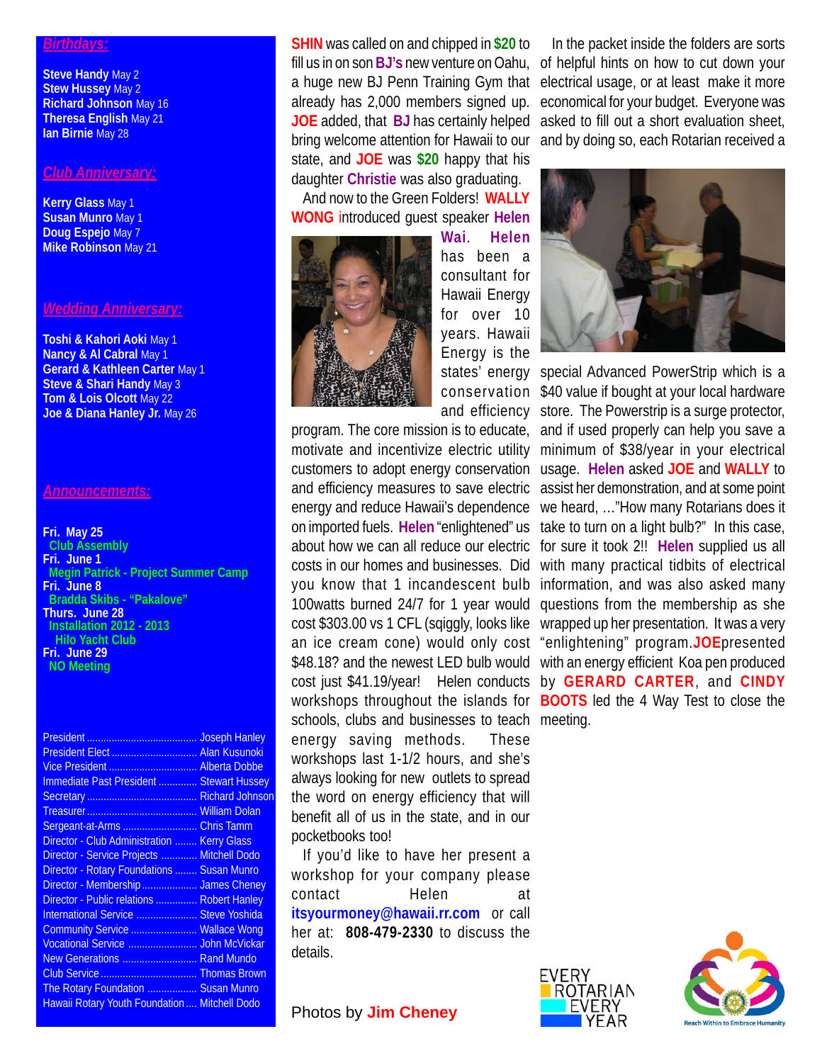## Birthdays:

**Steve Handy** May 2
**Stew Hussey** May 2
**Richard Johnson** May 16
**Theresa English** May 21
**Ian Birnie** May 28

## Club Anniversary:

**Kerry Glass** May 1
**Susan Munro** May 1
**Doug Espejo** May 7
**Mike Robinson** May 21

## Wedding Anniversary:

**Toshi & Kahori Aoki** May 1
**Nancy & Al Cabral** May 1
**Gerard & Kathleen Carter** May 1
**Steve & Shari Handy** May 3
**Tom & Lois Olcott** May 22
**Joe & Diana Hanley Jr.** May 26

## Announcements:

**Fri. May 25**
Club Assembly
**Fri. June 1**
Megin Patrick - Project Summer Camp
**Fri. June 8**
Bradda Skibs - "Pakalove"
**Thurs. June 28**
Installation 2012 - 2013
Hilo Yacht Club
**Fri. June 29**
NO Meeting

| | |
|---|---|
| President | Joseph Hanley |
| President Elect | Alan Kusunoki |
| Vice President | Alberta Dobbe |
| Immediate Past President | Stewart Hussey |
| Secretary | Richard Johnson |
| Treasurer | William Dolan |
| Sergeant-at-Arms | Chris Tamm |
| Director - Club Administration | Kerry Glass |
| Director - Service Projects | Mitchell Dodo |
| Director - Rotary Foundations | Susan Munro |
| Director - Membership | James Cheney |
| Director - Public relations | Robert Hanley |
| International Service | Steve Yoshida |
| Community Service | Wallace Wong |
| Vocational Service | John McVickar |
| New Generations | Rand Mundo |
| Club Service | Thomas Brown |
| The Rotary Foundation | Susan Munro |
| Hawaii Rotary Youth Foundation | Mitchell Dodo |

**SHIN** was called on and chipped in **$20** to fill us in on son **BJ's** new venture on Oahu, a huge new BJ Penn Training Gym that already has 2,000 members signed up. **JOE** added, that **BJ** has certainly helped bring welcome attention for Hawaii to our state, and **JOE** was **$20** happy that his daughter **Christie** was also graduating.

And now to the Green Folders! **WALLY WONG** introduced guest speaker **Helen Wai**. **Helen** has been a consultant for Hawaii Energy for over 10 years. Hawaii Energy is the states' energy conservation and efficiency program. The core mission is to educate, motivate and incentivize electric utility customers to adopt energy conservation and efficiency measures to save electric energy and reduce Hawaii's dependence on imported fuels. **Helen** "enlightened" us about how we can all reduce our electric costs in our homes and businesses. Did you know that 1 incandescent bulb 100watts burned 24/7 for 1 year would cost $303.00 vs 1 CFL (sqiggly, looks like an ice cream cone) would only cost $48.18? and the newest LED bulb would cost just $41.19/year! Helen conducts workshops throughout the islands for schools, clubs and businesses to teach energy saving methods. These workshops last 1-1/2 hours, and she's always looking for new outlets to spread the word on energy efficiency that will benefit all of us in the state, and in our pocketbooks too!

If you'd like to have her present a workshop for your company please contact Helen at **itsyourmoney@hawaii.rr.com** or call her at: **808-479-2330** to discuss the details.

In the packet inside the folders are sorts of helpful hints on how to cut down your electrical usage, or at least make it more economical for your budget. Everyone was asked to fill out a short evaluation sheet, and by doing so, each Rotarian received a special Advanced PowerStrip which is a $40 value if bought at your local hardware store. The Powerstrip is a surge protector, and if used properly can help you save a minimum of $38/year in your electrical usage. **Helen** asked **JOE** and **WALLY** to assist her demonstration, and at some point we heard, …"How many Rotarians does it take to turn on a light bulb?" In this case, for sure it took 2!! **Helen** supplied us all with many practical tidbits of electrical information, and was also asked many questions from the membership as she wrapped up her presentation. It was a very "enlightening" program. **JOE** presented with an energy efficient Koa pen produced by **GERARD CARTER**, and **CINDY BOOTS** led the 4 Way Test to close the meeting.

Photos by **Jim Cheney**

EVERY ROTARIAN EVERY YEAR

Reach Within to Embrace Humanity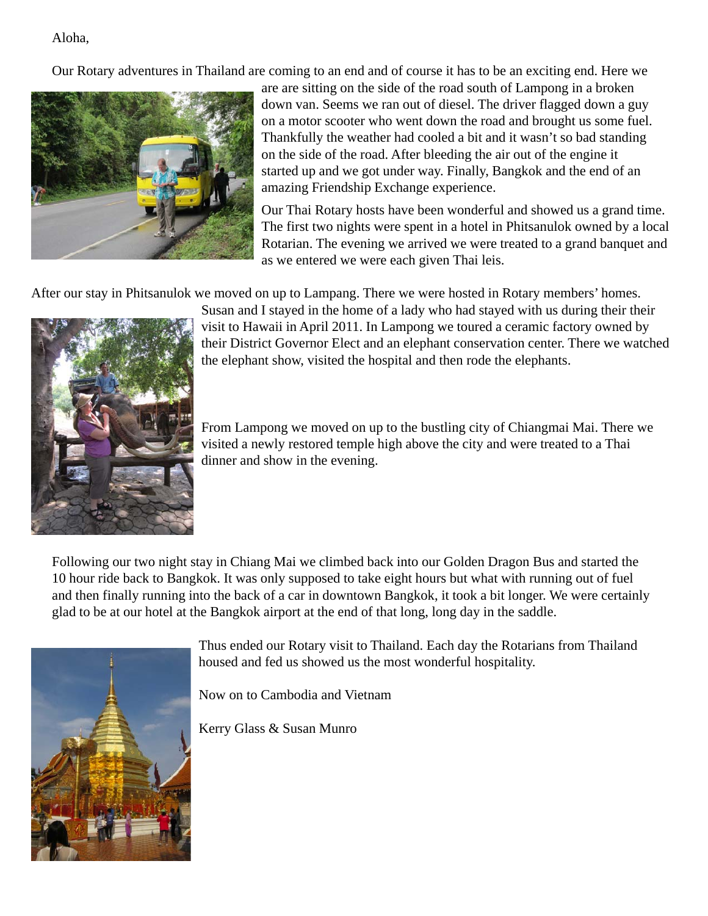Aloha,

Our Rotary adventures in Thailand are coming to an end and of course it has to be an exciting end. Here we are are sitting on the side of the road south of Lampong in a broken down van. Seems we ran out of diesel. The driver flagged down a guy on a motor scooter who went down the road and brought us some fuel. Thankfully the weather had cooled a bit and it wasn't so bad standing on the side of the road. After bleeding the air out of the engine it started up and we got under way. Finally, Bangkok and the end of an amazing Friendship Exchange experience.

Our Thai Rotary hosts have been wonderful and showed us a grand time. The first two nights were spent in a hotel in Phitsanulok owned by a local Rotarian. The evening we arrived we were treated to a grand banquet and as we entered we were each given Thai leis.

After our stay in Phitsanulok we moved on up to Lampang. There we were hosted in Rotary members' homes. Susan and I stayed in the home of a lady who had stayed with us during their their visit to Hawaii in April 2011. In Lampong we toured a ceramic factory owned by their District Governor Elect and an elephant conservation center. There we watched the elephant show, visited the hospital and then rode the elephants.

From Lampong we moved on up to the bustling city of Chiangmai Mai. There we visited a newly restored temple high above the city and were treated to a Thai dinner and show in the evening.

Following our two night stay in Chiang Mai we climbed back into our Golden Dragon Bus and started the 10 hour ride back to Bangkok. It was only supposed to take eight hours but what with running out of fuel and then finally running into the back of a car in downtown Bangkok, it took a bit longer. We were certainly glad to be at our hotel at the Bangkok airport at the end of that long, long day in the saddle.

Thus ended our Rotary visit to Thailand. Each day the Rotarians from Thailand housed and fed us showed us the most wonderful hospitality.

Now on to Cambodia and Vietnam

Kerry Glass & Susan Munro